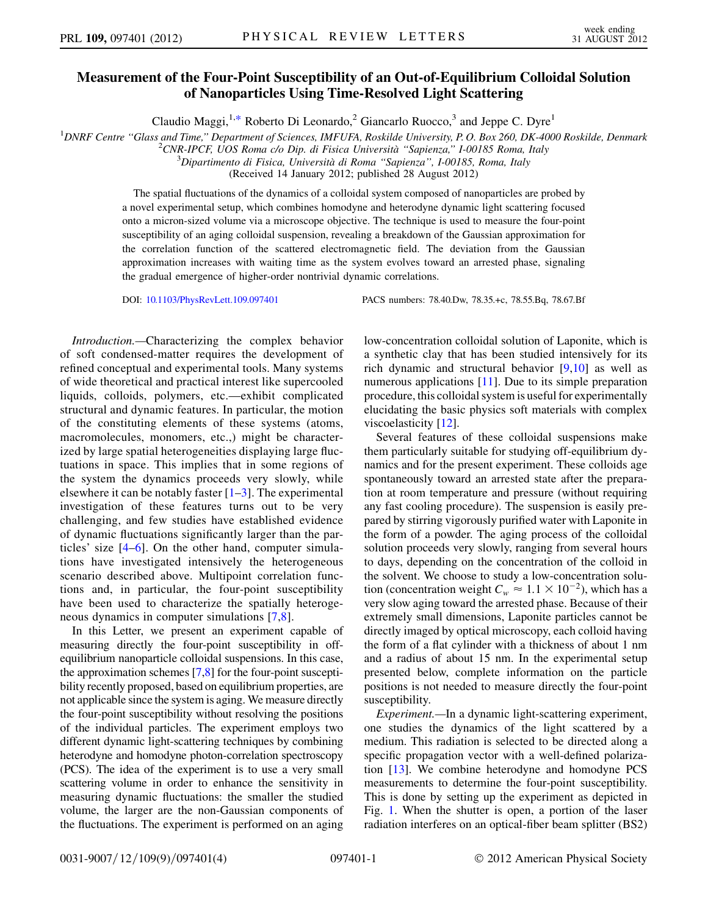# Measurement of the Four-Point Susceptibility of an Out-of-Equilibrium Colloidal Solution of Nanoparticles Using Time-Resolved Light Scattering

Claudio Maggi,[1,*] Roberto Di Leonardo,[2] Giancarlo Ruocco,[3] and Jeppe C. Dyre[1]

[1]DNRF Centre "Glass and Time," Department of Sciences, IMFUFA, Roskilde University, P. O. Box 260, DK-4000 Roskilde, Denmark
[2]CNR-IPCF, UOS Roma c/o Dip. di Fisica Università "Sapienza," I-00185 Roma, Italy
[3]Dipartimento di Fisica, Università di Roma "Sapienza", I-00185, Roma, Italy
(Received 14 January 2012; published 28 August 2012)

The spatial fluctuations of the dynamics of a colloidal system composed of nanoparticles are probed by a novel experimental setup, which combines homodyne and heterodyne dynamic light scattering focused onto a micron-sized volume via a microscope objective. The technique is used to measure the four-point susceptibility of an aging colloidal suspension, revealing a breakdown of the Gaussian approximation for the correlation function of the scattered electromagnetic field. The deviation from the Gaussian approximation increases with waiting time as the system evolves toward an arrested phase, signaling the gradual emergence of higher-order nontrivial dynamic correlations.

DOI: 10.1103/PhysRevLett.109.097401 PACS numbers: 78.40.Dw, 78.35.+c, 78.55.Bq, 78.67.Bf

*Introduction.*—Characterizing the complex behavior of soft condensed-matter requires the development of refined conceptual and experimental tools. Many systems of wide theoretical and practical interest like supercooled liquids, colloids, polymers, etc.—exhibit complicated structural and dynamic features. In particular, the motion of the constituting elements of these systems (atoms, macromolecules, monomers, etc.,) might be characterized by large spatial heterogeneities displaying large fluctuations in space. This implies that in some regions of the system the dynamics proceeds very slowly, while elsewhere it can be notably faster [1–3]. The experimental investigation of these features turns out to be very challenging, and few studies have established evidence of dynamic fluctuations significantly larger than the particles' size [4–6]. On the other hand, computer simulations have investigated intensively the heterogeneous scenario described above. Multipoint correlation functions and, in particular, the four-point susceptibility have been used to characterize the spatially heterogeneous dynamics in computer simulations [7,8].

In this Letter, we present an experiment capable of measuring directly the four-point susceptibility in off-equilibrium nanoparticle colloidal suspensions. In this case, the approximation schemes [7,8] for the four-point susceptibility recently proposed, based on equilibrium properties, are not applicable since the system is aging. We measure directly the four-point susceptibility without resolving the positions of the individual particles. The experiment employs two different dynamic light-scattering techniques by combining heterodyne and homodyne photon-correlation spectroscopy (PCS). The idea of the experiment is to use a very small scattering volume in order to enhance the sensitivity in measuring dynamic fluctuations: the smaller the studied volume, the larger are the non-Gaussian components of the fluctuations. The experiment is performed on an aging low-concentration colloidal solution of Laponite, which is a synthetic clay that has been studied intensively for its rich dynamic and structural behavior [9,10] as well as numerous applications [11]. Due to its simple preparation procedure, this colloidal system is useful for experimentally elucidating the basic physics soft materials with complex viscoelasticity [12].

Several features of these colloidal suspensions make them particularly suitable for studying off-equilibrium dynamics and for the present experiment. These colloids age spontaneously toward an arrested state after the preparation at room temperature and pressure (without requiring any fast cooling procedure). The suspension is easily prepared by stirring vigorously purified water with Laponite in the form of a powder. The aging process of the colloidal solution proceeds very slowly, ranging from several hours to days, depending on the concentration of the colloid in the solvent. We choose to study a low-concentration solution (concentration weight $C_w \approx 1.1 \times 10^{-2}$), which has a very slow aging toward the arrested phase. Because of their extremely small dimensions, Laponite particles cannot be directly imaged by optical microscopy, each colloid having the form of a flat cylinder with a thickness of about 1 nm and a radius of about 15 nm. In the experimental setup presented below, complete information on the particle positions is not needed to measure directly the four-point susceptibility.

*Experiment.*—In a dynamic light-scattering experiment, one studies the dynamics of the light scattered by a medium. This radiation is selected to be directed along a specific propagation vector with a well-defined polarization [13]. We combine heterodyne and homodyne PCS measurements to determine the four-point susceptibility. This is done by setting up the experiment as depicted in Fig. 1. When the shutter is open, a portion of the laser radiation interferes on an optical-fiber beam splitter (BS2)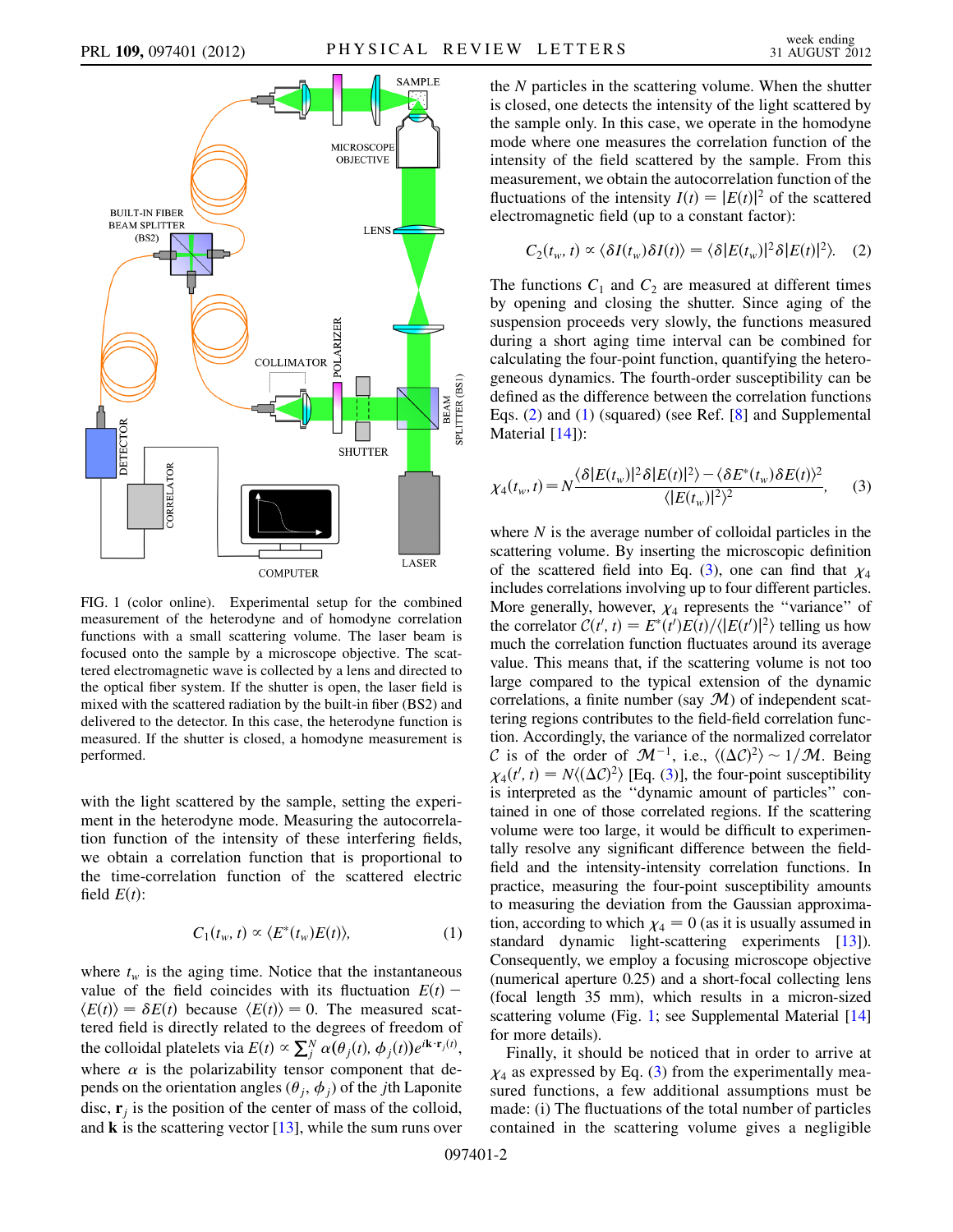FIG. 1 (color online). Experimental setup for the combined measurement of the heterodyne and of homodyne correlation functions with a small scattering volume. The laser beam is focused onto the sample by a microscope objective. The scattered electromagnetic wave is collected by a lens and directed to the optical fiber system. If the shutter is open, the laser field is mixed with the scattered radiation by the built-in fiber (BS2) and delivered to the detector. In this case, the heterodyne function is measured. If the shutter is closed, a homodyne measurement is performed.

with the light scattered by the sample, setting the experiment in the heterodyne mode. Measuring the autocorrelation function of the intensity of these interfering fields, we obtain a correlation function that is proportional to the time-correlation function of the scattered electric field $E(t)$:

$$C_1(t_w, t) \propto \langle E^*(t_w)E(t)\rangle, \tag{1}$$

where $t_w$ is the aging time. Notice that the instantaneous value of the field coincides with its fluctuation $E(t) - \langle E(t)\rangle = \delta E(t)$ because $\langle E(t)\rangle = 0$. The measured scattered field is directly related to the degrees of freedom of the colloidal platelets via $E(t) \propto \sum_j^N \alpha(\theta_j(t), \phi_j(t))e^{i\mathbf{k}\cdot\mathbf{r}_j(t)}$, where $\alpha$ is the polarizability tensor component that depends on the orientation angles $(\theta_j, \phi_j)$ of the $j$th Laponite disc, $\mathbf{r}_j$ is the position of the center of mass of the colloid, and $\mathbf{k}$ is the scattering vector [13], while the sum runs over the $N$ particles in the scattering volume. When the shutter is closed, one detects the intensity of the light scattered by the sample only. In this case, we operate in the homodyne mode where one measures the correlation function of the intensity of the field scattered by the sample. From this measurement, we obtain the autocorrelation function of the fluctuations of the intensity $I(t) = |E(t)|^2$ of the scattered electromagnetic field (up to a constant factor):

$$C_2(t_w, t) \propto \langle \delta I(t_w)\delta I(t)\rangle = \langle \delta|E(t_w)|^2\delta|E(t)|^2\rangle. \tag{2}$$

The functions $C_1$ and $C_2$ are measured at different times by opening and closing the shutter. Since aging of the suspension proceeds very slowly, the functions measured during a short aging time interval can be combined for calculating the four-point function, quantifying the heterogeneous dynamics. The fourth-order susceptibility can be defined as the difference between the correlation functions Eqs. (2) and (1) (squared) (see Ref. [8] and Supplemental Material [14]):

$$\chi_4(t_w, t) = N\frac{\langle \delta|E(t_w)|^2\delta|E(t)|^2\rangle - \langle \delta E^*(t_w)\delta E(t)\rangle^2}{\langle |E(t_w)|^2\rangle^2}, \tag{3}$$

where $N$ is the average number of colloidal particles in the scattering volume. By inserting the microscopic definition of the scattered field into Eq. (3), one can find that $\chi_4$ includes correlations involving up to four different particles. More generally, however, $\chi_4$ represents the "variance" of the correlator $\mathcal{C}(t', t) = E^*(t')E(t)/\langle |E(t')|^2\rangle$ telling us how much the correlation function fluctuates around its average value. This means that, if the scattering volume is not too large compared to the typical extension of the dynamic correlations, a finite number (say $\mathcal{M}$) of independent scattering regions contributes to the field-field correlation function. Accordingly, the variance of the normalized correlator $\mathcal{C}$ is of the order of $\mathcal{M}^{-1}$, i.e., $\langle(\Delta\mathcal{C})^2\rangle \sim 1/\mathcal{M}$. Being $\chi_4(t', t) = N\langle(\Delta\mathcal{C})^2\rangle$ [Eq. (3)], the four-point susceptibility is interpreted as the "dynamic amount of particles" contained in one of those correlated regions. If the scattering volume were too large, it would be difficult to experimentally resolve any significant difference between the field-field and the intensity-intensity correlation functions. In practice, measuring the four-point susceptibility amounts to measuring the deviation from the Gaussian approximation, according to which $\chi_4 = 0$ (as it is usually assumed in standard dynamic light-scattering experiments [13]). Consequently, we employ a focusing microscope objective (numerical aperture 0.25) and a short-focal collecting lens (focal length 35 mm), which result in a micron-sized scattering volume (Fig. 1; see Supplemental Material [14] for more details).

Finally, it should be noticed that in order to arrive at $\chi_4$ as expressed by Eq. (3) from the experimentally measured functions, a few additional assumptions must be made: (i) The fluctuations of the total number of particles contained in the scattering volume gives a negligible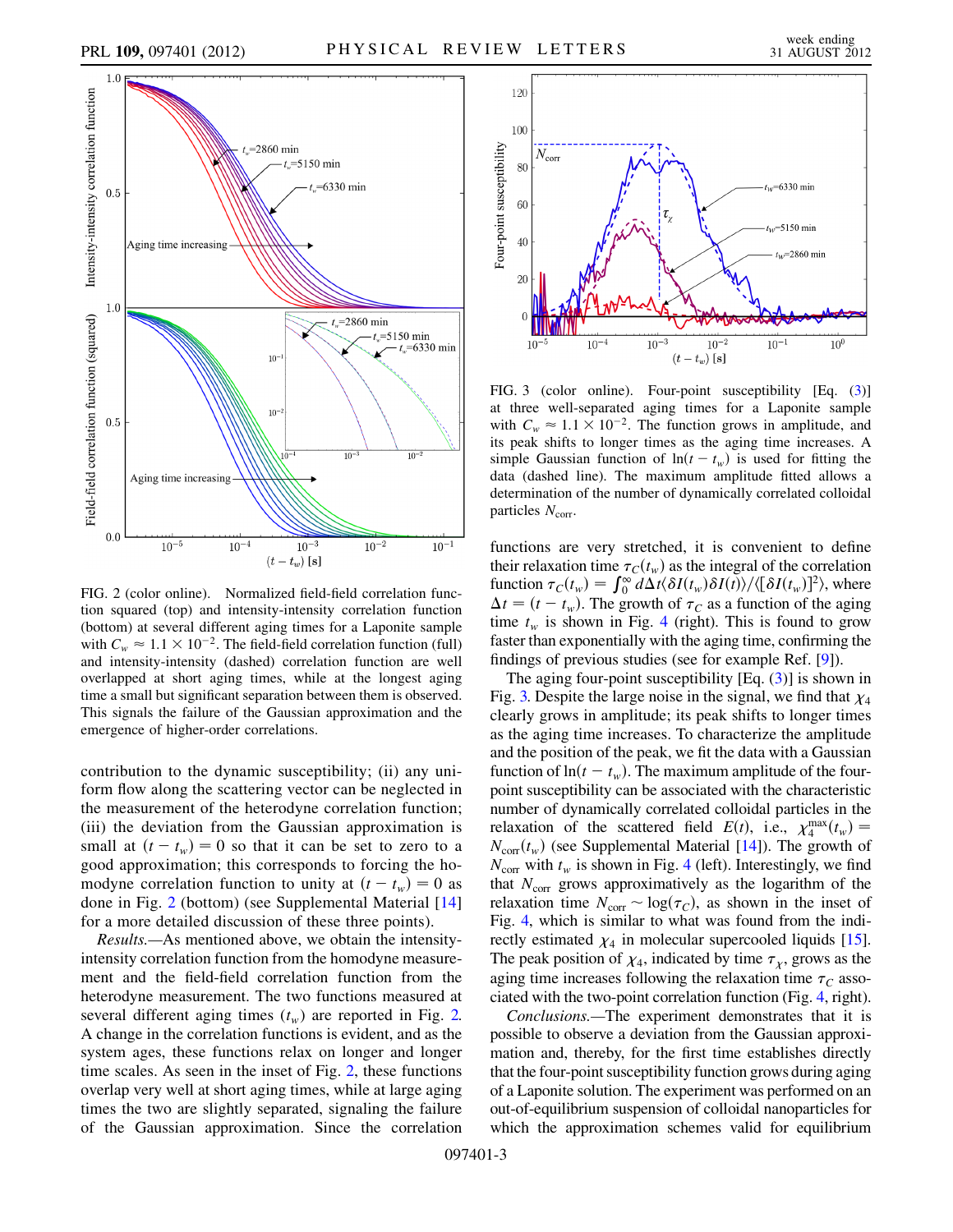FIG. 2 (color online). Normalized field-field correlation function squared (top) and intensity-intensity correlation function (bottom) at several different aging times for a Laponite sample with $C_w \approx 1.1 \times 10^{-2}$. The field-field correlation function (full) and intensity-intensity (dashed) correlation function are well overlapped at short aging times, while at the longest aging time a small but significant separation between them is observed. This signals the failure of the Gaussian approximation and the emergence of higher-order correlations.

contribution to the dynamic susceptibility; (ii) any uniform flow along the scattering vector can be neglected in the measurement of the heterodyne correlation function; (iii) the deviation from the Gaussian approximation is small at $(t - t_w) = 0$ so that it can be set to zero to a good approximation; this corresponds to forcing the homodyne correlation function to unity at $(t - t_w) = 0$ as done in Fig. 2 (bottom) (see Supplemental Material [14] for a more detailed discussion of these three points).

*Results.*—As mentioned above, we obtain the intensity-intensity correlation function from the homodyne measurement and the field-field correlation function from the heterodyne measurement. The two functions measured at several different aging times ($t_w$) are reported in Fig. 2. A change in the correlation functions is evident, and as the system ages, these functions relax on longer and longer time scales. As seen in the inset of Fig. 2, these functions overlap very well at short aging times, while at large aging times the two are slightly separated, signaling the failure of the Gaussian approximation. Since the correlation functions are very stretched, it is convenient to define their relaxation time $\tau_C(t_w)$ as the integral of the correlation function $\tau_C(t_w) = \int_0^\infty d\Delta t \langle \delta I(t_w) \delta I(t) \rangle / \langle [\delta I(t_w)]^2 \rangle$, where $\Delta t = (t - t_w)$. The growth of $\tau_C$ as a function of the aging time $t_w$ is shown in Fig. 4 (right). This is found to grow faster than exponentially with the aging time, confirming the findings of previous studies (see for example Ref. [9]).

FIG. 3 (color online). Four-point susceptibility [Eq. (3)] at three well-separated aging times for a Laponite sample with $C_w \approx 1.1 \times 10^{-2}$. The function grows in amplitude, and its peak shifts to longer times as the aging time increases. A simple Gaussian function of $\ln(t - t_w)$ is used for fitting the data (dashed line). The maximum amplitude fitted allows a determination of the number of dynamically correlated colloidal particles $N_{\rm corr}$.

The aging four-point susceptibility [Eq. (3)] is shown in Fig. 3. Despite the large noise in the signal, we find that $\chi_4$ clearly grows in amplitude; its peak shifts to longer times as the aging time increases. To characterize the amplitude and the position of the peak, we fit the data with a Gaussian function of $\ln(t - t_w)$. The maximum amplitude of the four-point susceptibility can be associated with the characteristic number of dynamically correlated colloidal particles in the relaxation of the scattered field $E(t)$, i.e., $\chi_4^{\rm max}(t_w) = N_{\rm corr}(t_w)$ (see Supplemental Material [14]). The growth of $N_{\rm corr}$ with $t_w$ is shown in Fig. 4 (left). Interestingly, we find that $N_{\rm corr}$ grows approximatively as the logarithm of the relaxation time $N_{\rm corr} \sim \log(\tau_C)$, as shown in the inset of Fig. 4, which is similar to what was found from the indirectly estimated $\chi_4$ in molecular supercooled liquids [15]. The peak position of $\chi_4$, indicated by time $\tau_\chi$, grows as the aging time increases following the relaxation time $\tau_C$ associated with the two-point correlation function (Fig. 4, right).

*Conclusions.*—The experiment demonstrates that it is possible to observe a deviation from the Gaussian approximation and, thereby, for the first time establishes directly that the four-point susceptibility function grows during aging of a Laponite solution. The experiment was performed on an out-of-equilibrium suspension of colloidal nanoparticles for which the approximation schemes valid for equilibrium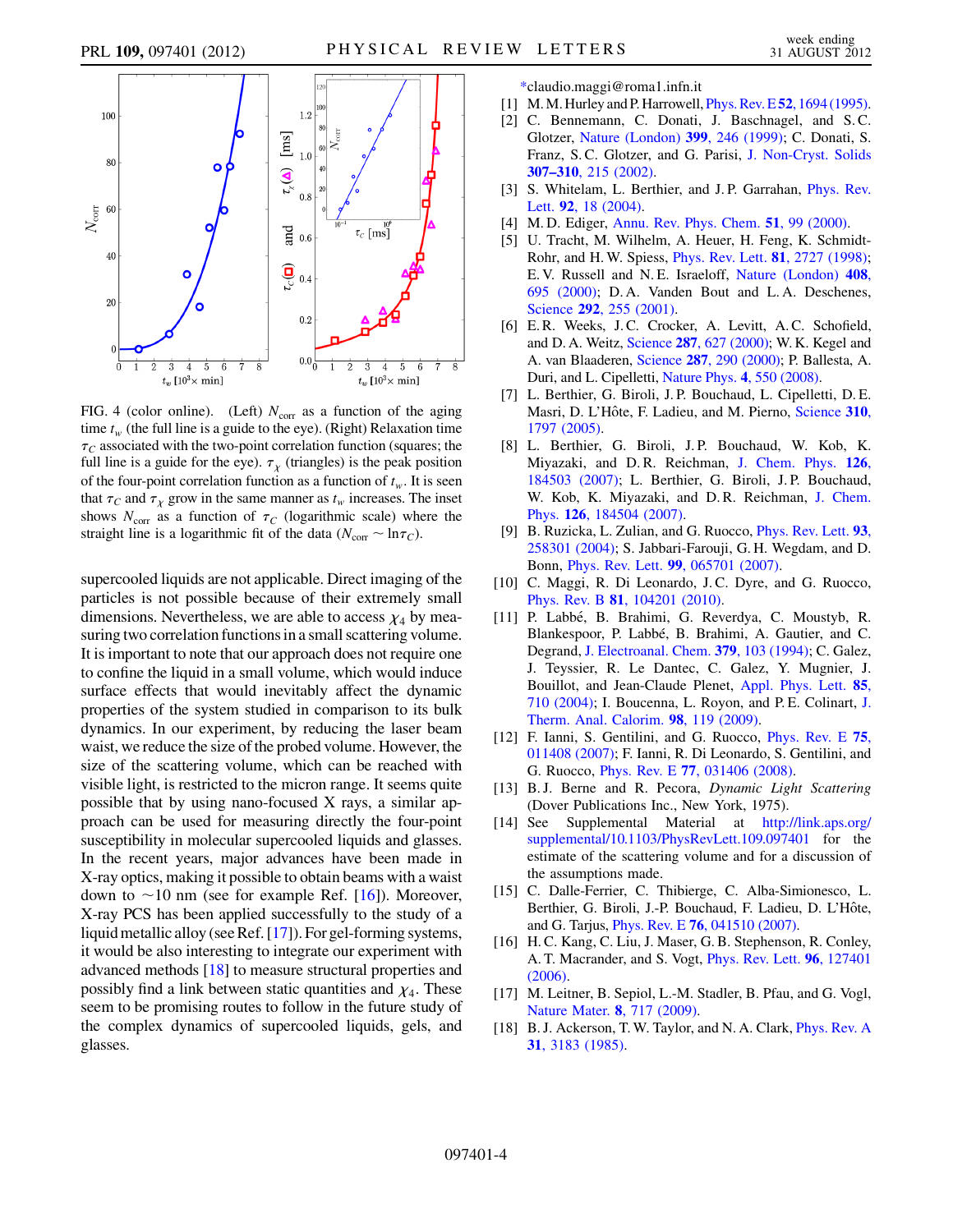$N_{corr}$

100

80

60

40

20

0

0 1 2 3 4 5 6 7 8

$t_w$ [$10^3\times$ min]

$\tau_c$ (□) and $\tau_\chi$ (△) [ms]

1.2

1.0

0.8

0.6

0.4

0.2

0.0

0 1 2 3 4 5 6 7 8

$t_w$ [$10^3\times$ min]

$N_{corr}$

120

100

80

60

40

20

0

$10^{-1}$ $10^0$

$\tau_C$ [ms]

FIG. 4 (color online). (Left) $N_{corr}$ as a function of the aging time $t_w$ (the full line is a guide to the eye). (Right) Relaxation time $\tau_C$ associated with the two-point correlation function (squares; the full line is a guide for the eye). $\tau_\chi$ (triangles) is the peak position of the four-point correlation function as a function of $t_w$. It is seen that $\tau_C$ and $\tau_\chi$ grow in the same manner as $t_w$ increases. The inset shows $N_{corr}$ as a function of $\tau_C$ (logarithmic scale) where the straight line is a logarithmic fit of the data ($N_{corr} \sim \ln\tau_C$).

supercooled liquids are not applicable. Direct imaging of the particles is not possible because of their extremely small dimensions. Nevertheless, we are able to access $\chi_4$ by measuring two correlation functions in a small scattering volume. It is important to note that our approach does not require one to confine the liquid in a small volume, which would induce surface effects that would inevitably affect the dynamic properties of the system studied in comparison to its bulk dynamics. In our experiment, by reducing the laser beam waist, we reduce the size of the probed volume. However, the size of the scattering volume, which can be reached with visible light, is restricted to the micron range. It seems quite possible that by using nano-focused X rays, a similar approach can be used for measuring directly the four-point susceptibility in molecular supercooled liquids and glasses. In the recent years, major advances have been made in X-ray optics, making it possible to obtain beams with a waist down to $\sim$10 nm (see for example Ref. [16]). Moreover, X-ray PCS has been applied successfully to the study of a liquid metallic alloy (see Ref. [17]). For gel-forming systems, it would be also interesting to integrate our experiment with advanced methods [18] to measure structural properties and possibly find a link between static quantities and $\chi_4$. These seem to be promising routes to follow in the future study of the complex dynamics of supercooled liquids, gels, and glasses.

*claudio.maggi@roma1.infn.it

[1] M. M. Hurley and P. Harrowell, Phys. Rev. E **52**, 1694 (1995).

[2] C. Bennemann, C. Donati, J. Baschnagel, and S. C. Glotzer, Nature (London) **399**, 246 (1999); C. Donati, S. Franz, S. C. Glotzer, and G. Parisi, J. Non-Cryst. Solids **307–310**, 215 (2002).

[3] S. Whitelam, L. Berthier, and J. P. Garrahan, Phys. Rev. Lett. **92**, 18 (2004).

[4] M. D. Ediger, Annu. Rev. Phys. Chem. **51**, 99 (2000).

[5] U. Tracht, M. Wilhelm, A. Heuer, H. Feng, K. Schmidt-Rohr, and H. W. Spiess, Phys. Rev. Lett. **81**, 2727 (1998); E. V. Russell and N. E. Israeloff, Nature (London) **408**, 695 (2000); D. A. Vanden Bout and L. A. Deschenes, Science **292**, 255 (2001).

[6] E. R. Weeks, J. C. Crocker, A. Levitt, A. C. Schofield, and D. A. Weitz, Science **287**, 627 (2000); W. K. Kegel and A. van Blaaderen, Science **287**, 290 (2000); P. Ballesta, A. Duri, and L. Cipelletti, Nature Phys. **4**, 550 (2008).

[7] L. Berthier, G. Biroli, J. P. Bouchaud, L. Cipelletti, D. E. Masri, D. L'Hôte, F. Ladieu, and M. Pierno, Science **310**, 1797 (2005).

[8] L. Berthier, G. Biroli, J. P. Bouchaud, W. Kob, K. Miyazaki, and D. R. Reichman, J. Chem. Phys. **126**, 184503 (2007); L. Berthier, G. Biroli, J. P. Bouchaud, W. Kob, K. Miyazaki, and D. R. Reichman, J. Chem. Phys. **126**, 184504 (2007).

[9] B. Ruzicka, L. Zulian, and G. Ruocco, Phys. Rev. Lett. **93**, 258301 (2004); S. Jabbari-Farouji, G. H. Wegdam, and D. Bonn, Phys. Rev. Lett. **99**, 065701 (2007).

[10] C. Maggi, R. Di Leonardo, J. C. Dyre, and G. Ruocco, Phys. Rev. B **81**, 104201 (2010).

[11] P. Labbé, B. Brahimi, G. Reverdya, C. Moustyb, R. Blankespoor, P. Labbé, B. Brahimi, A. Gautier, and C. Degrand, J. Electroanal. Chem. **379**, 103 (1994); C. Galez, J. Teyssier, R. Le Dantec, C. Galez, Y. Mugnier, J. Bouillot, and Jean-Claude Plenet, Appl. Phys. Lett. **85**, 710 (2004); I. Boucenna, L. Royon, and P. E. Colinart, J. Therm. Anal. Calorim. **98**, 119 (2009).

[12] F. Ianni, S. Gentilini, and G. Ruocco, Phys. Rev. E **75**, 011408 (2007); F. Ianni, R. Di Leonardo, S. Gentilini, and G. Ruocco, Phys. Rev. E **77**, 031406 (2008).

[13] B. J. Berne and R. Pecora, *Dynamic Light Scattering* (Dover Publications Inc., New York, 1975).

[14] See Supplemental Material at http://link.aps.org/supplemental/10.1103/PhysRevLett.109.097401 for the estimate of the scattering volume and for a discussion of the assumptions made.

[15] C. Dalle-Ferrier, C. Thibierge, C. Alba-Simionesco, L. Berthier, G. Biroli, J.-P. Bouchaud, F. Ladieu, D. L'Hôte, and G. Tarjus, Phys. Rev. E **76**, 041510 (2007).

[16] H. C. Kang, C. Liu, J. Maser, G. B. Stephenson, R. Conley, A. T. Macrander, and S. Vogt, Phys. Rev. Lett. **96**, 127401 (2006).

[17] M. Leitner, B. Sepiol, L.-M. Stadler, B. Pfau, and G. Vogl, Nature Mater. **8**, 717 (2009).

[18] B. J. Ackerson, T. W. Taylor, and N. A. Clark, Phys. Rev. A **31**, 3183 (1985).